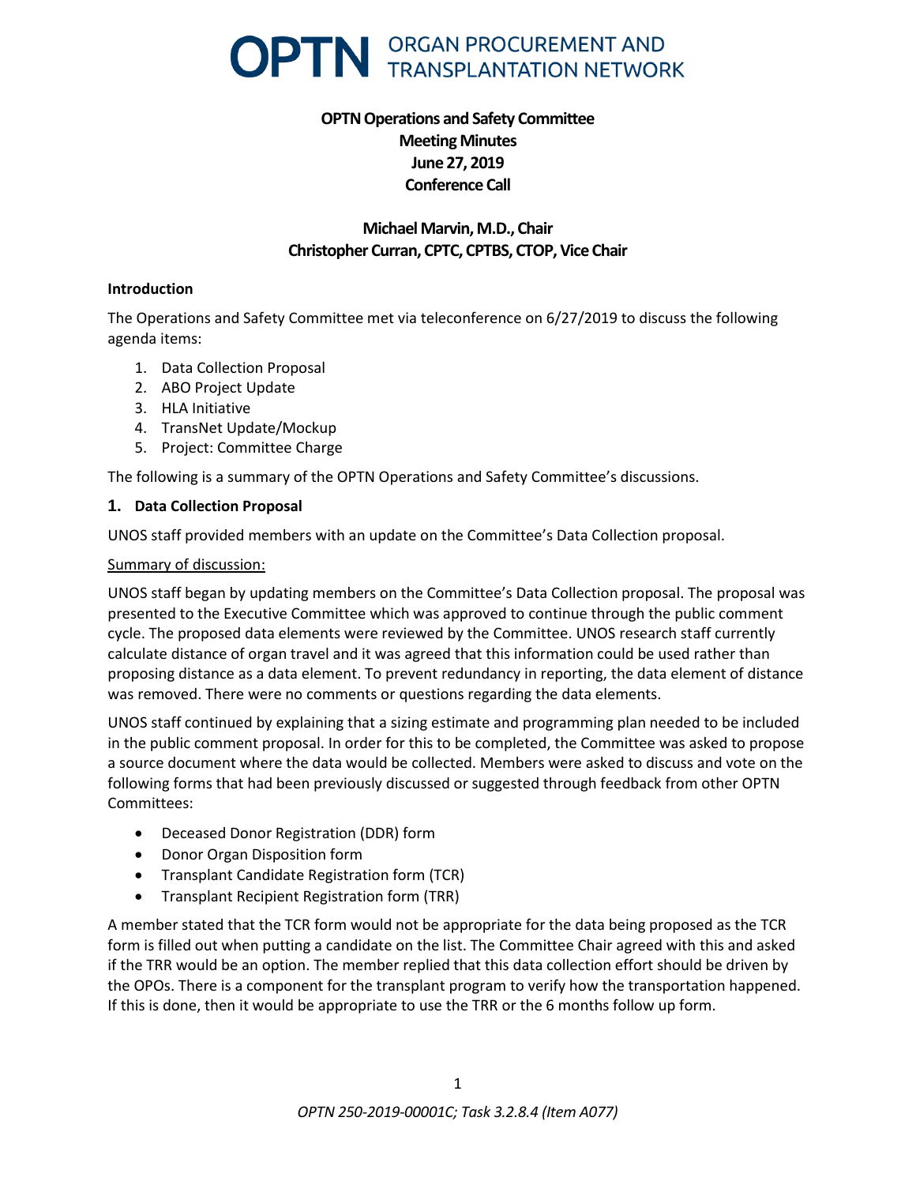# OPTN ORGAN PROCUREMENT AND TRANSPLANTATION NETWORK

**OPTN Operations and Safety Committee**
**Meeting Minutes**
**June 27, 2019**
**Conference Call**

**Michael Marvin, M.D., Chair**
**Christopher Curran, CPTC, CPTBS, CTOP, Vice Chair**

### Introduction

The Operations and Safety Committee met via teleconference on 6/27/2019 to discuss the following agenda items:

1. Data Collection Proposal
2. ABO Project Update
3. HLA Initiative
4. TransNet Update/Mockup
5. Project: Committee Charge

The following is a summary of the OPTN Operations and Safety Committee's discussions.

## 1. Data Collection Proposal

UNOS staff provided members with an update on the Committee's Data Collection proposal.

Summary of discussion:

UNOS staff began by updating members on the Committee's Data Collection proposal. The proposal was presented to the Executive Committee which was approved to continue through the public comment cycle. The proposed data elements were reviewed by the Committee. UNOS research staff currently calculate distance of organ travel and it was agreed that this information could be used rather than proposing distance as a data element. To prevent redundancy in reporting, the data element of distance was removed. There were no comments or questions regarding the data elements.

UNOS staff continued by explaining that a sizing estimate and programming plan needed to be included in the public comment proposal. In order for this to be completed, the Committee was asked to propose a source document where the data would be collected. Members were asked to discuss and vote on the following forms that had been previously discussed or suggested through feedback from other OPTN Committees:

- Deceased Donor Registration (DDR) form
- Donor Organ Disposition form
- Transplant Candidate Registration form (TCR)
- Transplant Recipient Registration form (TRR)

A member stated that the TCR form would not be appropriate for the data being proposed as the TCR form is filled out when putting a candidate on the list. The Committee Chair agreed with this and asked if the TRR would be an option. The member replied that this data collection effort should be driven by the OPOs. There is a component for the transplant program to verify how the transportation happened. If this is done, then it would be appropriate to use the TRR or the 6 months follow up form.

*OPTN 250-2019-00001C; Task 3.2.8.4 (Item A077)*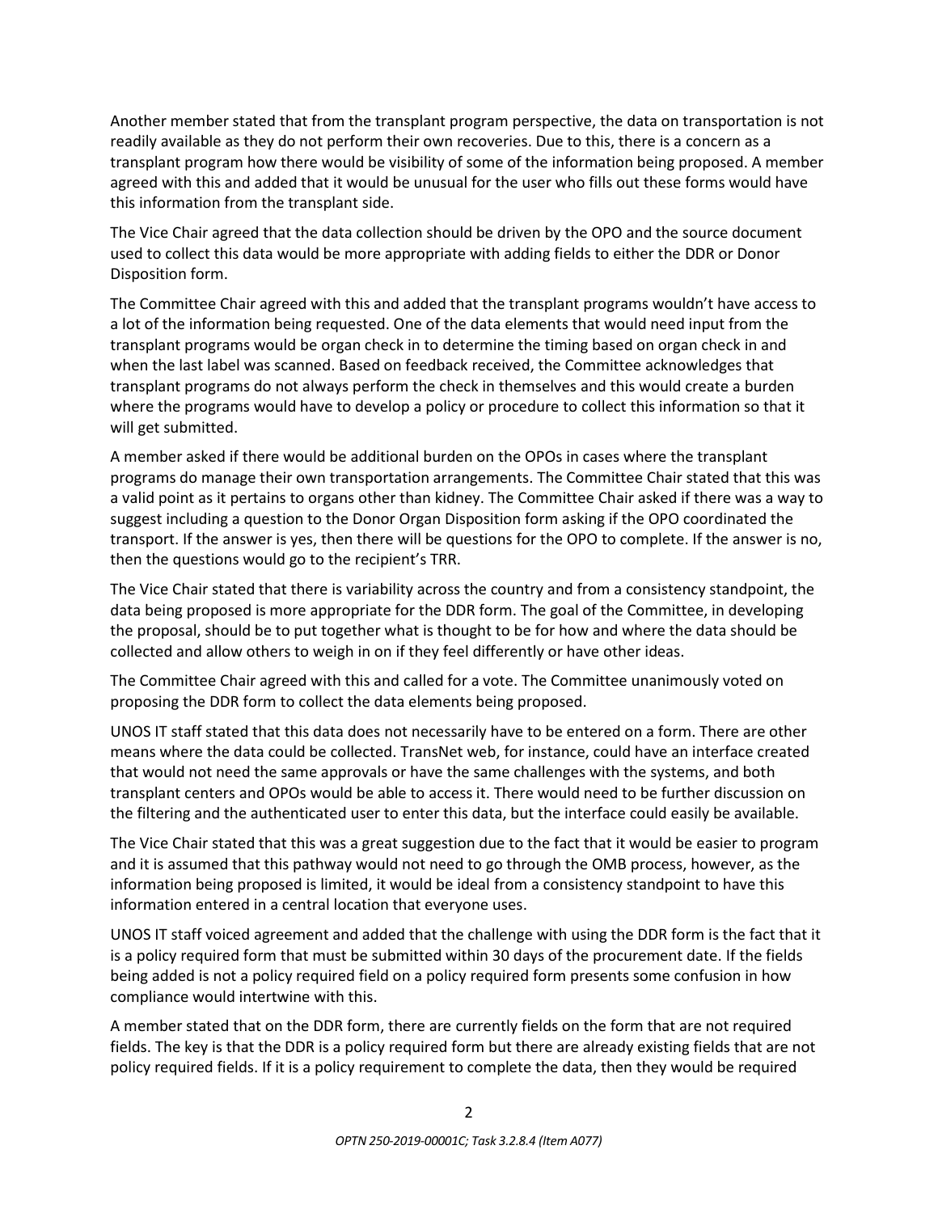Another member stated that from the transplant program perspective, the data on transportation is not readily available as they do not perform their own recoveries. Due to this, there is a concern as a transplant program how there would be visibility of some of the information being proposed. A member agreed with this and added that it would be unusual for the user who fills out these forms would have this information from the transplant side.

The Vice Chair agreed that the data collection should be driven by the OPO and the source document used to collect this data would be more appropriate with adding fields to either the DDR or Donor Disposition form.

The Committee Chair agreed with this and added that the transplant programs wouldn't have access to a lot of the information being requested. One of the data elements that would need input from the transplant programs would be organ check in to determine the timing based on organ check in and when the last label was scanned. Based on feedback received, the Committee acknowledges that transplant programs do not always perform the check in themselves and this would create a burden where the programs would have to develop a policy or procedure to collect this information so that it will get submitted.

A member asked if there would be additional burden on the OPOs in cases where the transplant programs do manage their own transportation arrangements. The Committee Chair stated that this was a valid point as it pertains to organs other than kidney. The Committee Chair asked if there was a way to suggest including a question to the Donor Organ Disposition form asking if the OPO coordinated the transport. If the answer is yes, then there will be questions for the OPO to complete. If the answer is no, then the questions would go to the recipient's TRR.

The Vice Chair stated that there is variability across the country and from a consistency standpoint, the data being proposed is more appropriate for the DDR form. The goal of the Committee, in developing the proposal, should be to put together what is thought to be for how and where the data should be collected and allow others to weigh in on if they feel differently or have other ideas.

The Committee Chair agreed with this and called for a vote. The Committee unanimously voted on proposing the DDR form to collect the data elements being proposed.

UNOS IT staff stated that this data does not necessarily have to be entered on a form. There are other means where the data could be collected. TransNet web, for instance, could have an interface created that would not need the same approvals or have the same challenges with the systems, and both transplant centers and OPOs would be able to access it. There would need to be further discussion on the filtering and the authenticated user to enter this data, but the interface could easily be available.

The Vice Chair stated that this was a great suggestion due to the fact that it would be easier to program and it is assumed that this pathway would not need to go through the OMB process, however, as the information being proposed is limited, it would be ideal from a consistency standpoint to have this information entered in a central location that everyone uses.

UNOS IT staff voiced agreement and added that the challenge with using the DDR form is the fact that it is a policy required form that must be submitted within 30 days of the procurement date. If the fields being added is not a policy required field on a policy required form presents some confusion in how compliance would intertwine with this.

A member stated that on the DDR form, there are currently fields on the form that are not required fields. The key is that the DDR is a policy required form but there are already existing fields that are not policy required fields. If it is a policy requirement to complete the data, then they would be required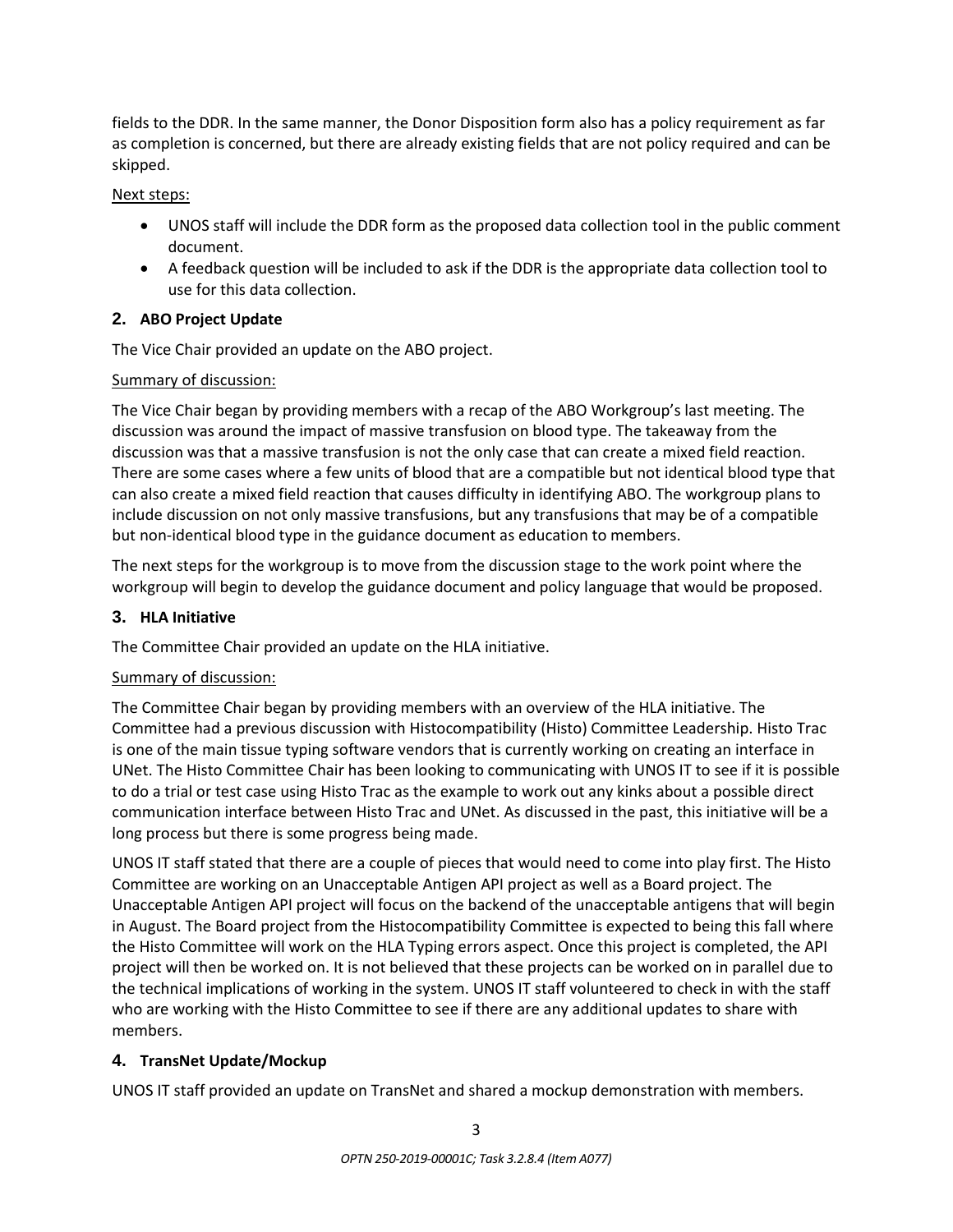fields to the DDR. In the same manner, the Donor Disposition form also has a policy requirement as far as completion is concerned, but there are already existing fields that are not policy required and can be skipped.

Next steps:

- UNOS staff will include the DDR form as the proposed data collection tool in the public comment document.
- A feedback question will be included to ask if the DDR is the appropriate data collection tool to use for this data collection.

### 2. ABO Project Update

The Vice Chair provided an update on the ABO project.

Summary of discussion:

The Vice Chair began by providing members with a recap of the ABO Workgroup's last meeting. The discussion was around the impact of massive transfusion on blood type. The takeaway from the discussion was that a massive transfusion is not the only case that can create a mixed field reaction. There are some cases where a few units of blood that are a compatible but not identical blood type that can also create a mixed field reaction that causes difficulty in identifying ABO. The workgroup plans to include discussion on not only massive transfusions, but any transfusions that may be of a compatible but non-identical blood type in the guidance document as education to members.

The next steps for the workgroup is to move from the discussion stage to the work point where the workgroup will begin to develop the guidance document and policy language that would be proposed.

### 3. HLA Initiative

The Committee Chair provided an update on the HLA initiative.

Summary of discussion:

The Committee Chair began by providing members with an overview of the HLA initiative. The Committee had a previous discussion with Histocompatibility (Histo) Committee Leadership. Histo Trac is one of the main tissue typing software vendors that is currently working on creating an interface in UNet. The Histo Committee Chair has been looking to communicating with UNOS IT to see if it is possible to do a trial or test case using Histo Trac as the example to work out any kinks about a possible direct communication interface between Histo Trac and UNet. As discussed in the past, this initiative will be a long process but there is some progress being made.

UNOS IT staff stated that there are a couple of pieces that would need to come into play first. The Histo Committee are working on an Unacceptable Antigen API project as well as a Board project. The Unacceptable Antigen API project will focus on the backend of the unacceptable antigens that will begin in August. The Board project from the Histocompatibility Committee is expected to being this fall where the Histo Committee will work on the HLA Typing errors aspect. Once this project is completed, the API project will then be worked on. It is not believed that these projects can be worked on in parallel due to the technical implications of working in the system. UNOS IT staff volunteered to check in with the staff who are working with the Histo Committee to see if there are any additional updates to share with members.

### 4. TransNet Update/Mockup

UNOS IT staff provided an update on TransNet and shared a mockup demonstration with members.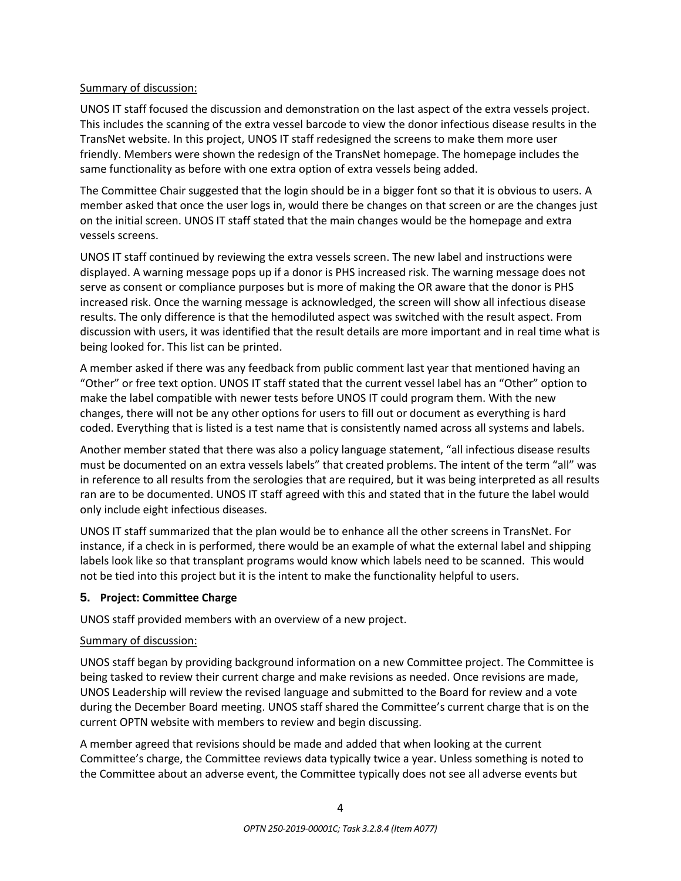Summary of discussion:

UNOS IT staff focused the discussion and demonstration on the last aspect of the extra vessels project. This includes the scanning of the extra vessel barcode to view the donor infectious disease results in the TransNet website. In this project, UNOS IT staff redesigned the screens to make them more user friendly. Members were shown the redesign of the TransNet homepage. The homepage includes the same functionality as before with one extra option of extra vessels being added.

The Committee Chair suggested that the login should be in a bigger font so that it is obvious to users. A member asked that once the user logs in, would there be changes on that screen or are the changes just on the initial screen. UNOS IT staff stated that the main changes would be the homepage and extra vessels screens.

UNOS IT staff continued by reviewing the extra vessels screen. The new label and instructions were displayed. A warning message pops up if a donor is PHS increased risk. The warning message does not serve as consent or compliance purposes but is more of making the OR aware that the donor is PHS increased risk. Once the warning message is acknowledged, the screen will show all infectious disease results. The only difference is that the hemodiluted aspect was switched with the result aspect. From discussion with users, it was identified that the result details are more important and in real time what is being looked for. This list can be printed.

A member asked if there was any feedback from public comment last year that mentioned having an "Other" or free text option. UNOS IT staff stated that the current vessel label has an "Other" option to make the label compatible with newer tests before UNOS IT could program them. With the new changes, there will not be any other options for users to fill out or document as everything is hard coded. Everything that is listed is a test name that is consistently named across all systems and labels.

Another member stated that there was also a policy language statement, "all infectious disease results must be documented on an extra vessels labels" that created problems. The intent of the term "all" was in reference to all results from the serologies that are required, but it was being interpreted as all results ran are to be documented. UNOS IT staff agreed with this and stated that in the future the label would only include eight infectious diseases.

UNOS IT staff summarized that the plan would be to enhance all the other screens in TransNet. For instance, if a check in is performed, there would be an example of what the external label and shipping labels look like so that transplant programs would know which labels need to be scanned. This would not be tied into this project but it is the intent to make the functionality helpful to users.

### 5. Project: Committee Charge

UNOS staff provided members with an overview of a new project.

Summary of discussion:

UNOS staff began by providing background information on a new Committee project. The Committee is being tasked to review their current charge and make revisions as needed. Once revisions are made, UNOS Leadership will review the revised language and submitted to the Board for review and a vote during the December Board meeting. UNOS staff shared the Committee's current charge that is on the current OPTN website with members to review and begin discussing.

A member agreed that revisions should be made and added that when looking at the current Committee's charge, the Committee reviews data typically twice a year. Unless something is noted to the Committee about an adverse event, the Committee typically does not see all adverse events but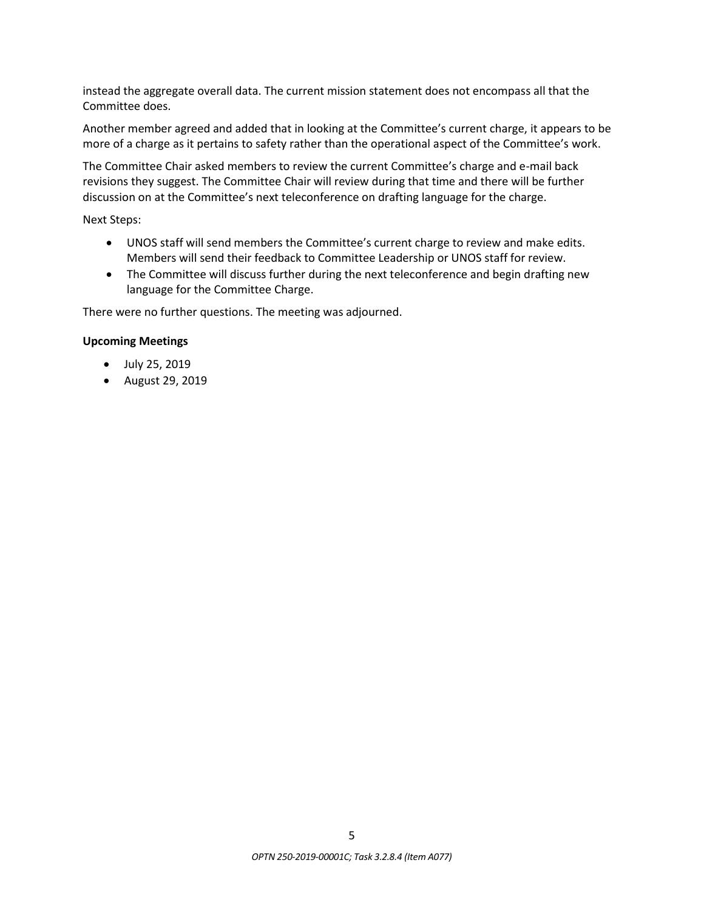instead the aggregate overall data. The current mission statement does not encompass all that the Committee does.

Another member agreed and added that in looking at the Committee's current charge, it appears to be more of a charge as it pertains to safety rather than the operational aspect of the Committee's work.

The Committee Chair asked members to review the current Committee's charge and e-mail back revisions they suggest. The Committee Chair will review during that time and there will be further discussion on at the Committee's next teleconference on drafting language for the charge.

Next Steps:

- UNOS staff will send members the Committee's current charge to review and make edits. Members will send their feedback to Committee Leadership or UNOS staff for review.
- The Committee will discuss further during the next teleconference and begin drafting new language for the Committee Charge.

There were no further questions. The meeting was adjourned.

**Upcoming Meetings**

- July 25, 2019
- August 29, 2019